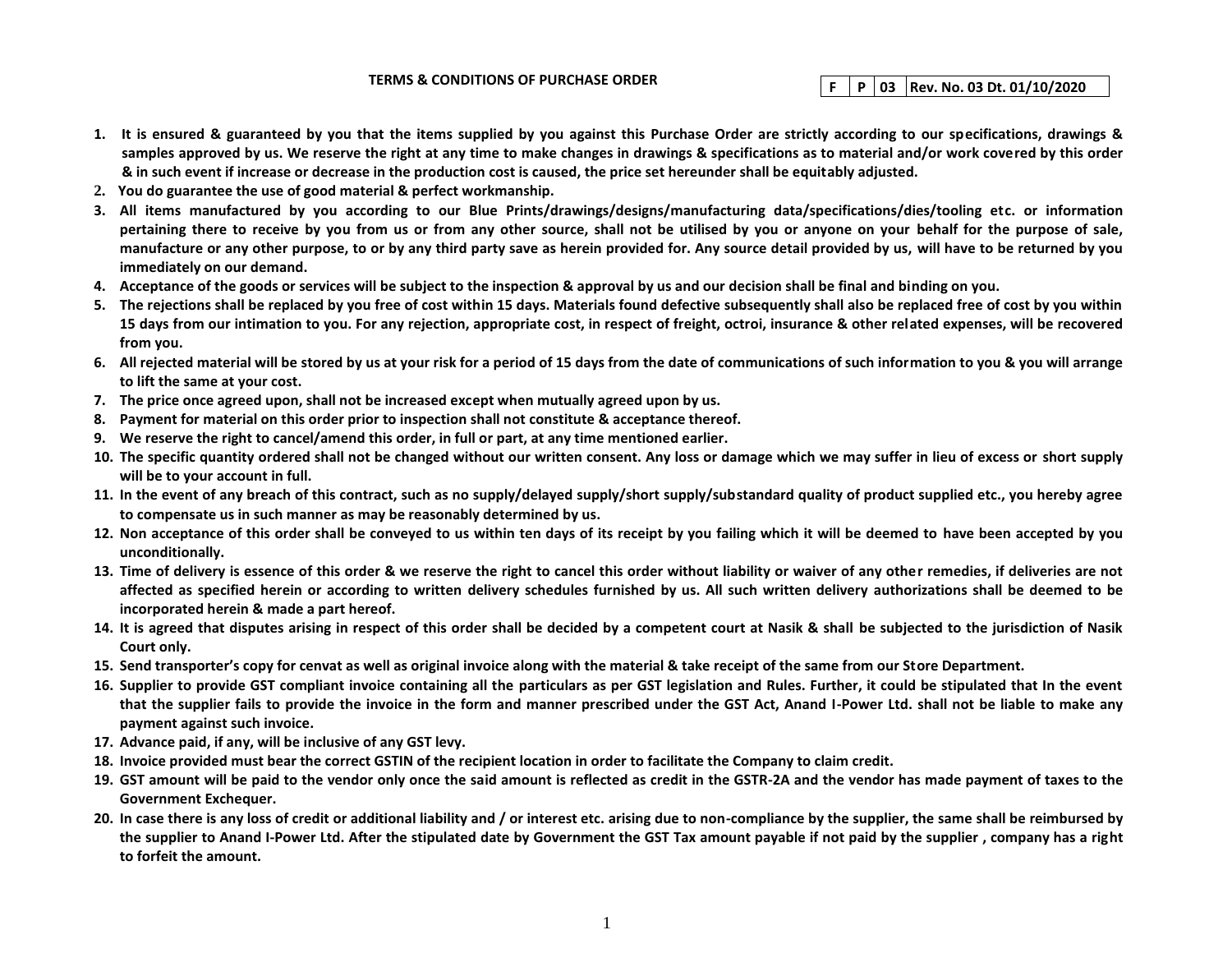# TERMS & CONDITIONS OF PURCHASE ORDER

| F | P | 03 | Rev. No. 03 Dt. 01/10/2020 |
|---|---|---|---|

1. **It is ensured & guaranteed by you that the items supplied by you against this Purchase Order are strictly according to our specifications, drawings & samples approved by us. We reserve the right at any time to make changes in drawings & specifications as to material and/or work covered by this order & in such event if increase or decrease in the production cost is caused, the price set hereunder shall be equitably adjusted.**
2. **You do guarantee the use of good material & perfect workmanship.**
3. **All items manufactured by you according to our Blue Prints/drawings/designs/manufacturing data/specifications/dies/tooling etc. or information pertaining there to receive by you from us or from any other source, shall not be utilised by you or anyone on your behalf for the purpose of sale, manufacture or any other purpose, to or by any third party save as herein provided for. Any source detail provided by us, will have to be returned by you immediately on our demand.**
4. **Acceptance of the goods or services will be subject to the inspection & approval by us and our decision shall be final and binding on you.**
5. **The rejections shall be replaced by you free of cost within 15 days. Materials found defective subsequently shall also be replaced free of cost by you within 15 days from our intimation to you. For any rejection, appropriate cost, in respect of freight, octroi, insurance & other related expenses, will be recovered from you.**
6. **All rejected material will be stored by us at your risk for a period of 15 days from the date of communications of such information to you & you will arrange to lift the same at your cost.**
7. **The price once agreed upon, shall not be increased except when mutually agreed upon by us.**
8. **Payment for material on this order prior to inspection shall not constitute & acceptance thereof.**
9. **We reserve the right to cancel/amend this order, in full or part, at any time mentioned earlier.**
10. **The specific quantity ordered shall not be changed without our written consent. Any loss or damage which we may suffer in lieu of excess or short supply will be to your account in full.**
11. **In the event of any breach of this contract, such as no supply/delayed supply/short supply/substandard quality of product supplied etc., you hereby agree to compensate us in such manner as may be reasonably determined by us.**
12. **Non acceptance of this order shall be conveyed to us within ten days of its receipt by you failing which it will be deemed to have been accepted by you unconditionally.**
13. **Time of delivery is essence of this order & we reserve the right to cancel this order without liability or waiver of any other remedies, if deliveries are not affected as specified herein or according to written delivery schedules furnished by us. All such written delivery authorizations shall be deemed to be incorporated herein & made a part hereof.**
14. **It is agreed that disputes arising in respect of this order shall be decided by a competent court at Nasik & shall be subjected to the jurisdiction of Nasik Court only.**
15. **Send transporter's copy for cenvat as well as original invoice along with the material & take receipt of the same from our Store Department.**
16. **Supplier to provide GST compliant invoice containing all the particulars as per GST legislation and Rules. Further, it could be stipulated that In the event that the supplier fails to provide the invoice in the form and manner prescribed under the GST Act, Anand I-Power Ltd. shall not be liable to make any payment against such invoice.**
17. **Advance paid, if any, will be inclusive of any GST levy.**
18. **Invoice provided must bear the correct GSTIN of the recipient location in order to facilitate the Company to claim credit.**
19. **GST amount will be paid to the vendor only once the said amount is reflected as credit in the GSTR-2A and the vendor has made payment of taxes to the Government Exchequer.**
20. **In case there is any loss of credit or additional liability and / or interest etc. arising due to non-compliance by the supplier, the same shall be reimbursed by the supplier to Anand I-Power Ltd. After the stipulated date by Government the GST Tax amount payable if not paid by the supplier , company has a right to forfeit the amount.**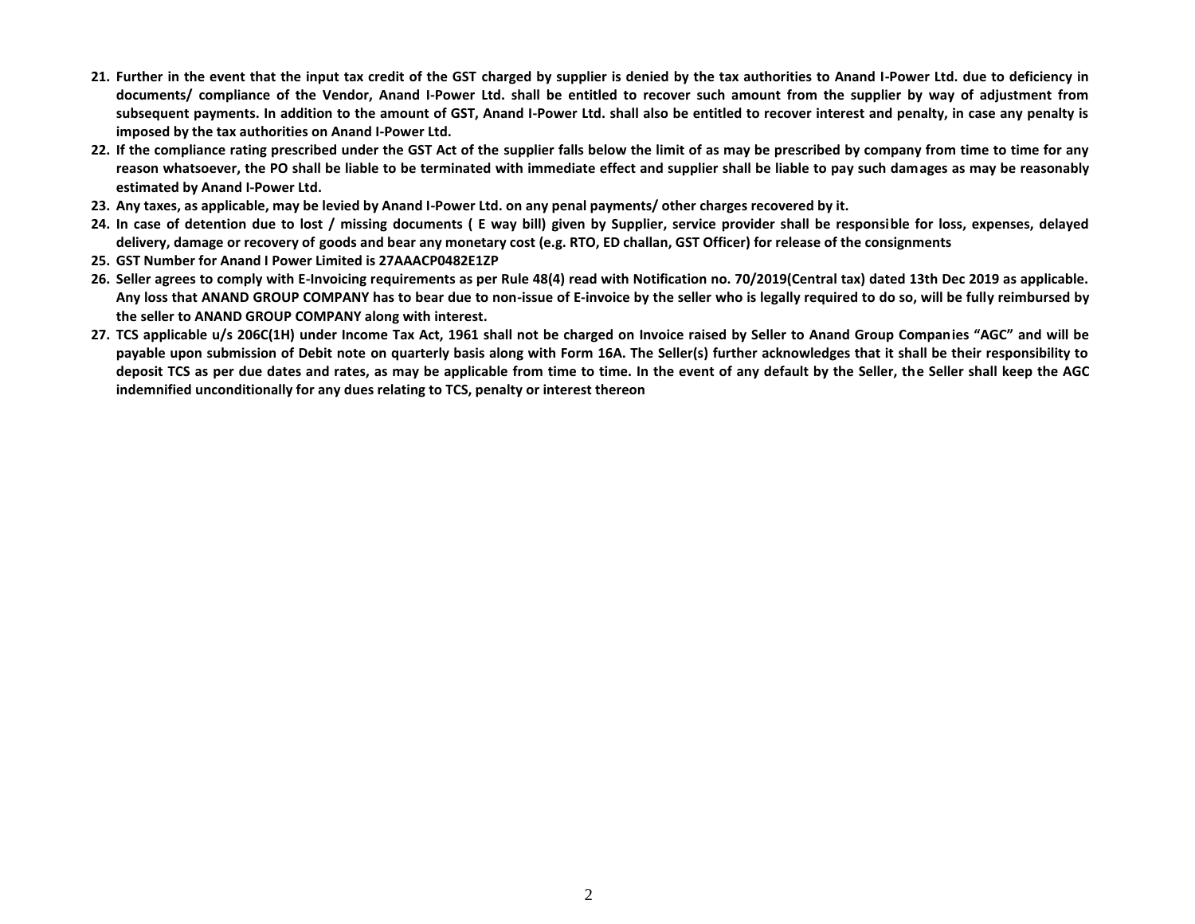21. **Further in the event that the input tax credit of the GST charged by supplier is denied by the tax authorities to Anand I-Power Ltd. due to deficiency in documents/ compliance of the Vendor, Anand I-Power Ltd. shall be entitled to recover such amount from the supplier by way of adjustment from subsequent payments. In addition to the amount of GST, Anand I-Power Ltd. shall also be entitled to recover interest and penalty, in case any penalty is imposed by the tax authorities on Anand I-Power Ltd.**
22. **If the compliance rating prescribed under the GST Act of the supplier falls below the limit of as may be prescribed by company from time to time for any reason whatsoever, the PO shall be liable to be terminated with immediate effect and supplier shall be liable to pay such damages as may be reasonably estimated by Anand I-Power Ltd.**
23. **Any taxes, as applicable, may be levied by Anand I-Power Ltd. on any penal payments/ other charges recovered by it.**
24. **In case of detention due to lost / missing documents ( E way bill) given by Supplier, service provider shall be responsible for loss, expenses, delayed delivery, damage or recovery of goods and bear any monetary cost (e.g. RTO, ED challan, GST Officer) for release of the consignments**
25. **GST Number for Anand I Power Limited is 27AAACP0482E1ZP**
26. **Seller agrees to comply with E-Invoicing requirements as per Rule 48(4) read with Notification no. 70/2019(Central tax) dated 13th Dec 2019 as applicable. Any loss that ANAND GROUP COMPANY has to bear due to non-issue of E-invoice by the seller who is legally required to do so, will be fully reimbursed by the seller to ANAND GROUP COMPANY along with interest.**
27. **TCS applicable u/s 206C(1H) under Income Tax Act, 1961 shall not be charged on Invoice raised by Seller to Anand Group Companies "AGC" and will be payable upon submission of Debit note on quarterly basis along with Form 16A. The Seller(s) further acknowledges that it shall be their responsibility to deposit TCS as per due dates and rates, as may be applicable from time to time. In the event of any default by the Seller, the Seller shall keep the AGC indemnified unconditionally for any dues relating to TCS, penalty or interest thereon**